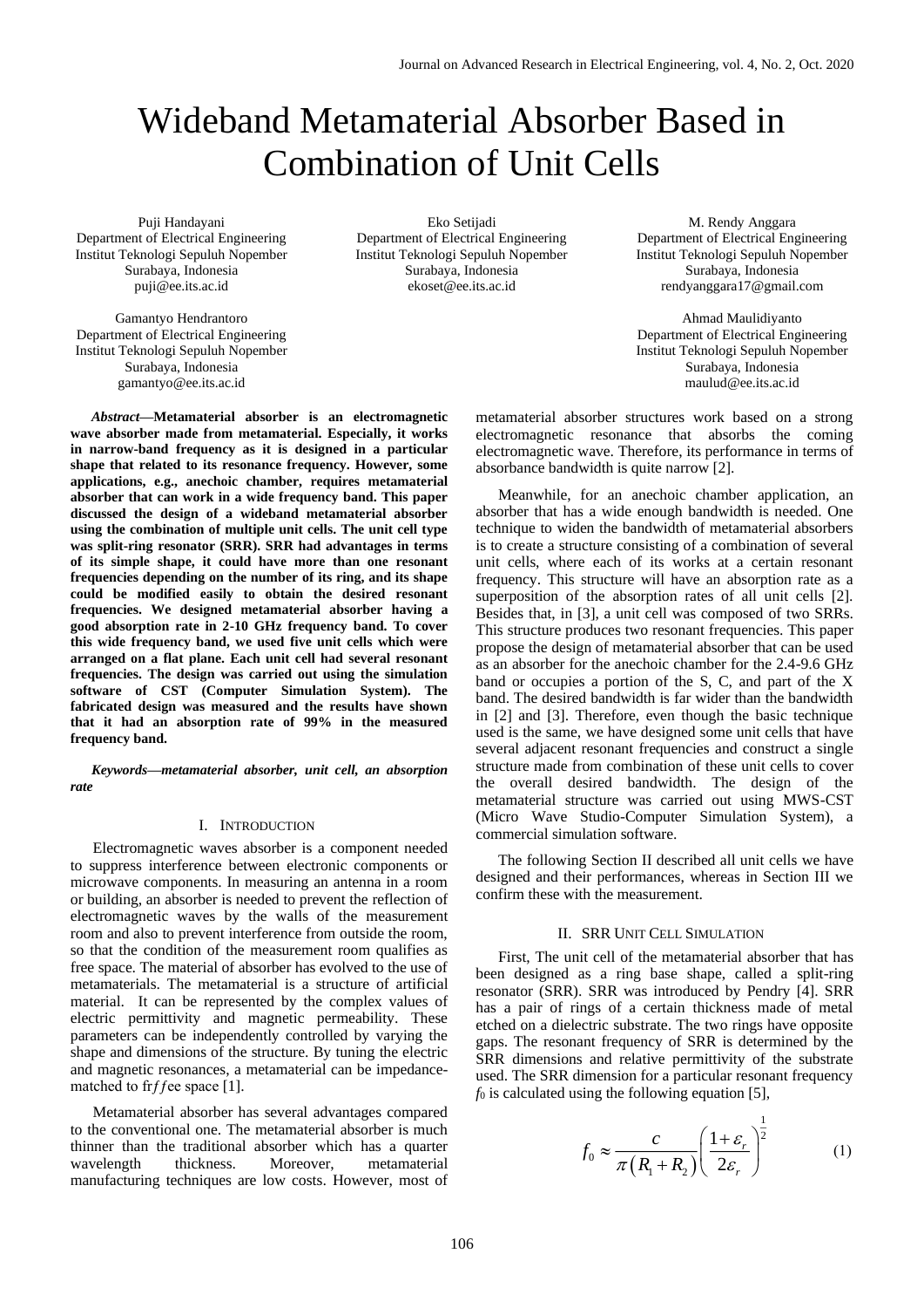# Wideband Metamaterial Absorber Based in Combination of Unit Cells

Puji Handayani
Department of Electrical Engineering
Institut Teknologi Sepuluh Nopember
Surabaya, Indonesia
puji@ee.its.ac.id

Eko Setijadi
Department of Electrical Engineering
Institut Teknologi Sepuluh Nopember
Surabaya, Indonesia
ekoset@ee.its.ac.id

M. Rendy Anggara
Department of Electrical Engineering
Institut Teknologi Sepuluh Nopember
Surabaya, Indonesia
rendyanggara17@gmail.com

Gamantyo Hendrantoro
Department of Electrical Engineering
Institut Teknologi Sepuluh Nopember
Surabaya, Indonesia
gamantyo@ee.its.ac.id

Ahmad Maulidiyanto
Department of Electrical Engineering
Institut Teknologi Sepuluh Nopember
Surabaya, Indonesia
maulud@ee.its.ac.id

***Abstract*—Metamaterial absorber is an electromagnetic wave absorber made from metamaterial. Especially, it works in narrow-band frequency as it is designed in a particular shape that related to its resonance frequency. However, some applications, e.g., anechoic chamber, requires metamaterial absorber that can work in a wide frequency band. This paper discussed the design of a wideband metamaterial absorber using the combination of multiple unit cells. The unit cell type was split-ring resonator (SRR). SRR had advantages in terms of its simple shape, it could have more than one resonant frequencies depending on the number of its ring, and its shape could be modified easily to obtain the desired resonant frequencies. We designed metamaterial absorber having a good absorption rate in 2-10 GHz frequency band. To cover this wide frequency band, we used five unit cells which were arranged on a flat plane. Each unit cell had several resonant frequencies. The design was carried out using the simulation software of CST (Computer Simulation System). The fabricated design was measured and the results have shown that it had an absorption rate of 99% in the measured frequency band.**

***Keywords*—metamaterial absorber, unit cell, an absorption rate**

## I. Introduction

Electromagnetic waves absorber is a component needed to suppress interference between electronic components or microwave components. In measuring an antenna in a room or building, an absorber is needed to prevent the reflection of electromagnetic waves by the walls of the measurement room and also to prevent interference from outside the room, so that the condition of the measurement room qualifies as free space. The material of absorber has evolved to the use of metamaterials. The metamaterial is a structure of artificial material. It can be represented by the complex values of electric permittivity and magnetic permeability. These parameters can be independently controlled by varying the shape and dimensions of the structure. By tuning the electric and magnetic resonances, a metamaterial can be impedance-matched to fr*ff*ee space [1].

Metamaterial absorber has several advantages compared to the conventional one. The metamaterial absorber is much thinner than the traditional absorber which has a quarter wavelength thickness. Moreover, metamaterial manufacturing techniques are low costs. However, most of metamaterial absorber structures work based on a strong electromagnetic resonance that absorbs the coming electromagnetic wave. Therefore, its performance in terms of absorbance bandwidth is quite narrow [2].

Meanwhile, for an anechoic chamber application, an absorber that has a wide enough bandwidth is needed. One technique to widen the bandwidth of metamaterial absorbers is to create a structure consisting of a combination of several unit cells, where each of its works at a certain resonant frequency. This structure will have an absorption rate as a superposition of the absorption rates of all unit cells [2]. Besides that, in [3], a unit cell was composed of two SRRs. This structure produces two resonant frequencies. This paper propose the design of metamaterial absorber that can be used as an absorber for the anechoic chamber for the 2.4-9.6 GHz band or occupies a portion of the S, C, and part of the X band. The desired bandwidth is far wider than the bandwidth in [2] and [3]. Therefore, even though the basic technique used is the same, we have designed some unit cells that have several adjacent resonant frequencies and construct a single structure made from combination of these unit cells to cover the overall desired bandwidth. The design of the metamaterial structure was carried out using MWS-CST (Micro Wave Studio-Computer Simulation System), a commercial simulation software.

The following Section II described all unit cells we have designed and their performances, whereas in Section III we confirm these with the measurement.

## II. SRR Unit Cell Simulation

First, The unit cell of the metamaterial absorber that has been designed as a ring base shape, called a split-ring resonator (SRR). SRR was introduced by Pendry [4]. SRR has a pair of rings of a certain thickness made of metal etched on a dielectric substrate. The two rings have opposite gaps. The resonant frequency of SRR is determined by the SRR dimensions and relative permittivity of the substrate used. The SRR dimension for a particular resonant frequency $f_0$ is calculated using the following equation [5],

$$f_0 \approx \frac{c}{\pi\left(R_1 + R_2\right)}\left(\frac{1+\varepsilon_r}{2\varepsilon_r}\right)^{\frac{1}{2}} \tag{1}$$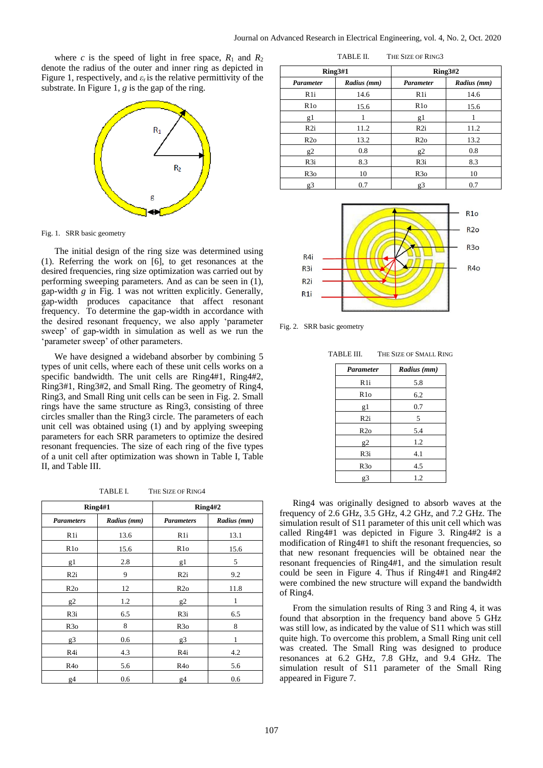where $c$ is the speed of light in free space, $R_1$ and $R_2$ denote the radius of the outer and inner ring as depicted in Figure 1, respectively, and $\varepsilon_r$ is the relative permittivity of the substrate. In Figure 1, $g$ is the gap of the ring.

Fig. 1. SRR basic geometry

The initial design of the ring size was determined using (1). Referring the work on [6], to get resonances at the desired frequencies, ring size optimization was carried out by performing sweeping parameters. And as can be seen in (1), gap-width $g$ in Fig. 1 was not written explicitly. Generally, gap-width produces capacitance that affect resonant frequency. To determine the gap-width in accordance with the desired resonant frequency, we also apply 'parameter sweep' of gap-width in simulation as well as we run the 'parameter sweep' of other parameters.

We have designed a wideband absorber by combining 5 types of unit cells, where each of these unit cells works on a specific bandwidth. The unit cells are Ring4#1, Ring4#2, Ring3#1, Ring3#2, and Small Ring. The geometry of Ring4, Ring3, and Small Ring unit cells can be seen in Fig. 2. Small rings have the same structure as Ring3, consisting of three circles smaller than the Ring3 circle. The parameters of each unit cell was obtained using (1) and by applying sweeping parameters for each SRR parameters to optimize the desired resonant frequencies. The size of each ring of the five types of a unit cell after optimization was shown in Table I, Table II, and Table III.

TABLE I. THE SIZE OF RING4

| Ring4#1 | | Ring4#2 | |
|---|---|---|---|
| ***Parameters*** | ***Radius (mm)*** | ***Parameters*** | ***Radius (mm)*** |
| R1i | 13.6 | R1i | 13.1 |
| R1o | 15.6 | R1o | 15.6 |
| g1 | 2.8 | g1 | 5 |
| R2i | 9 | R2i | 9.2 |
| R2o | 12 | R2o | 11.8 |
| g2 | 1.2 | g2 | 1 |
| R3i | 6.5 | R3i | 6.5 |
| R3o | 8 | R3o | 8 |
| g3 | 0.6 | g3 | 1 |
| R4i | 4.3 | R4i | 4.2 |
| R4o | 5.6 | R4o | 5.6 |
| g4 | 0.6 | g4 | 0.6 |

TABLE II. THE SIZE OF RING3

| Ring3#1 | | Ring3#2 | |
|---|---|---|---|
| ***Parameter*** | ***Radius (mm)*** | ***Parameter*** | ***Radius (mm)*** |
| R1i | 14.6 | R1i | 14.6 |
| R1o | 15.6 | R1o | 15.6 |
| g1 | 1 | g1 | 1 |
| R2i | 11.2 | R2i | 11.2 |
| R2o | 13.2 | R2o | 13.2 |
| g2 | 0.8 | g2 | 0.8 |
| R3i | 8.3 | R3i | 8.3 |
| R3o | 10 | R3o | 10 |
| g3 | 0.7 | g3 | 0.7 |

Fig. 2. SRR basic geometry

TABLE III. THE SIZE OF SMALL RING

| ***Parameter*** | ***Radius (mm)*** |
|---|---|
| R1i | 5.8 |
| R1o | 6.2 |
| g1 | 0.7 |
| R2i | 5 |
| R2o | 5.4 |
| g2 | 1.2 |
| R3i | 4.1 |
| R3o | 4.5 |
| g3 | 1.2 |

Ring4 was originally designed to absorb waves at the frequency of 2.6 GHz, 3.5 GHz, 4.2 GHz, and 7.2 GHz. The simulation result of S11 parameter of this unit cell which was called Ring4#1 was depicted in Figure 3. Ring4#2 is a modification of Ring4#1 to shift the resonant frequencies, so that new resonant frequencies will be obtained near the resonant frequencies of Ring4#1, and the simulation result could be seen in Figure 4. Thus if Ring4#1 and Ring4#2 were combined the new structure will expand the bandwidth of Ring4.

From the simulation results of Ring 3 and Ring 4, it was found that absorption in the frequency band above 5 GHz was still low, as indicated by the value of S11 which was still quite high. To overcome this problem, a Small Ring unit cell was created. The Small Ring was designed to produce resonances at 6.2 GHz, 7.8 GHz, and 9.4 GHz. The simulation result of S11 parameter of the Small Ring appeared in Figure 7.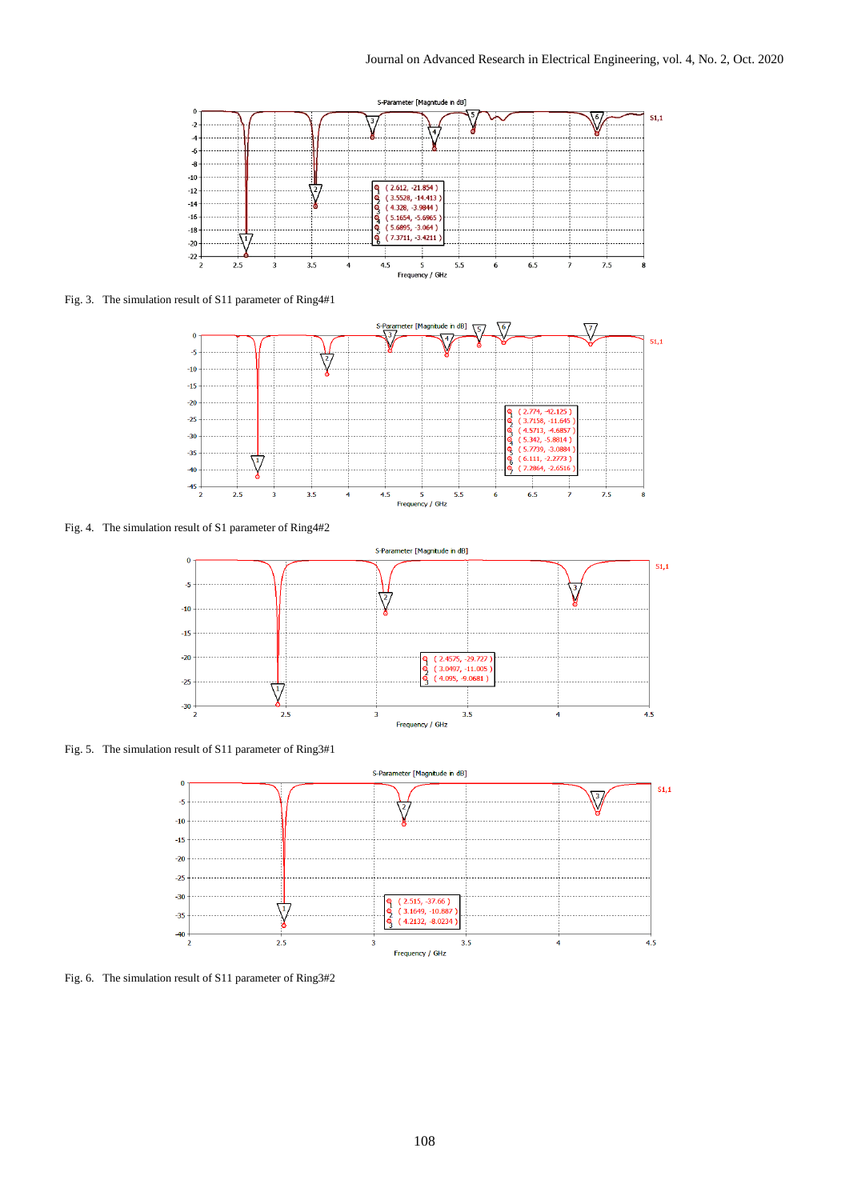Fig. 3. The simulation result of S11 parameter of Ring4#1

Fig. 4. The simulation result of S1 parameter of Ring4#2

Fig. 5. The simulation result of S11 parameter of Ring3#1

Fig. 6. The simulation result of S11 parameter of Ring3#2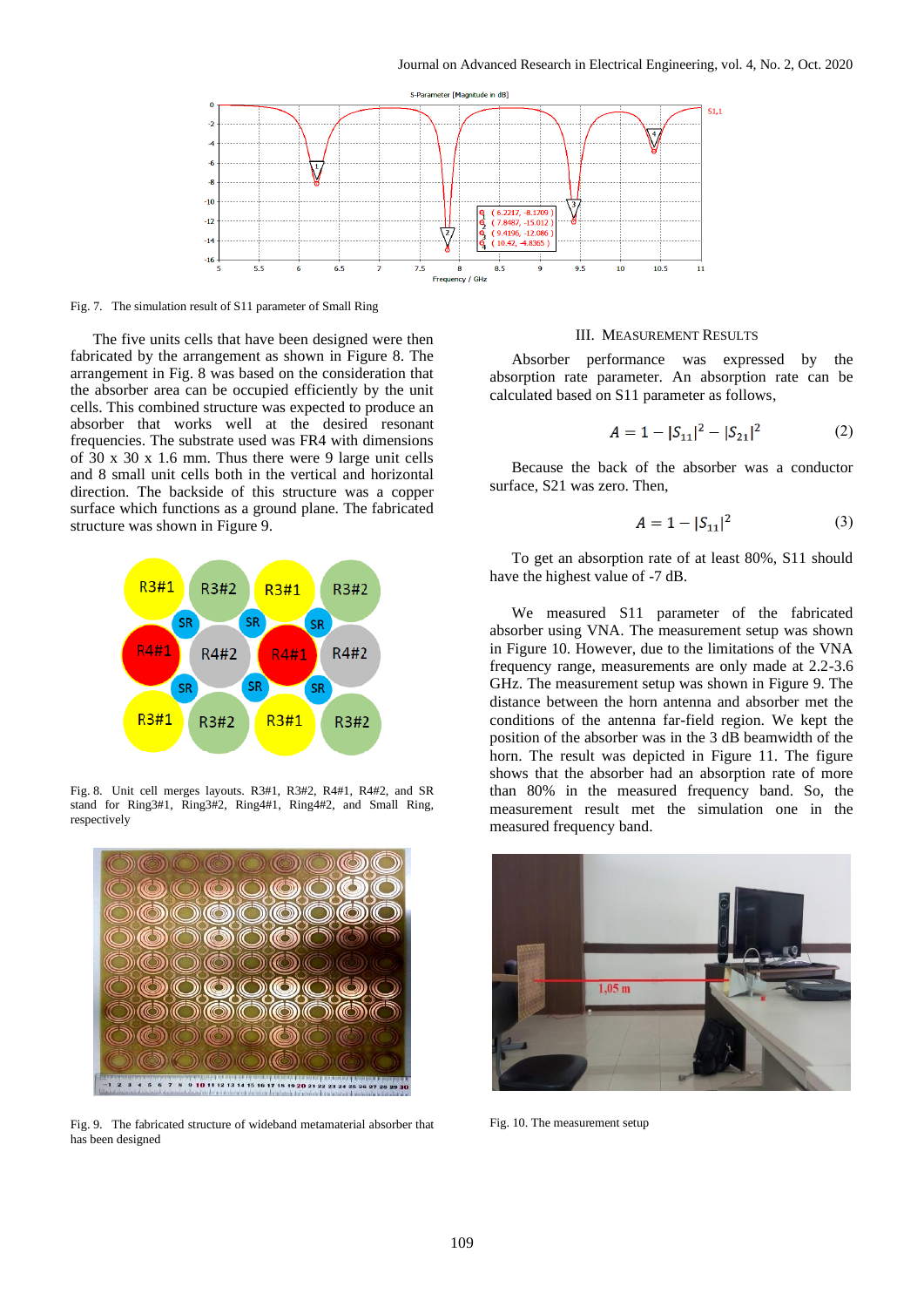Fig. 7. The simulation result of S11 parameter of Small Ring

The five units cells that have been designed were then fabricated by the arrangement as shown in Figure 8. The arrangement in Fig. 8 was based on the consideration that the absorber area can be occupied efficiently by the unit cells. This combined structure was expected to produce an absorber that works well at the desired resonant frequencies. The substrate used was FR4 with dimensions of 30 x 30 x 1.6 mm. Thus there were 9 large unit cells and 8 small unit cells both in the vertical and horizontal direction. The backside of this structure was a copper surface which functions as a ground plane. The fabricated structure was shown in Figure 9.

Fig. 8. Unit cell merges layouts. R3#1, R3#2, R4#1, R4#2, and SR stand for Ring3#1, Ring3#2, Ring4#1, Ring4#2, and Small Ring, respectively

Fig. 9. The fabricated structure of wideband metamaterial absorber that has been designed

## III. Measurement Results

Absorber performance was expressed by the absorption rate parameter. An absorption rate can be calculated based on S11 parameter as follows,

$$A = 1 - |S_{11}|^2 - |S_{21}|^2 \qquad (2)$$

Because the back of the absorber was a conductor surface, S21 was zero. Then,

$$A = 1 - |S_{11}|^2 \qquad (3)$$

To get an absorption rate of at least 80%, S11 should have the highest value of -7 dB.

We measured S11 parameter of the fabricated absorber using VNA. The measurement setup was shown in Figure 10. However, due to the limitations of the VNA frequency range, measurements are only made at 2.2-3.6 GHz. The measurement setup was shown in Figure 9. The distance between the horn antenna and absorber met the conditions of the antenna far-field region. We kept the position of the absorber was in the 3 dB beamwidth of the horn. The result was depicted in Figure 11. The figure shows that the absorber had an absorption rate of more than 80% in the measured frequency band. So, the measurement result met the simulation one in the measured frequency band.

Fig. 10. The measurement setup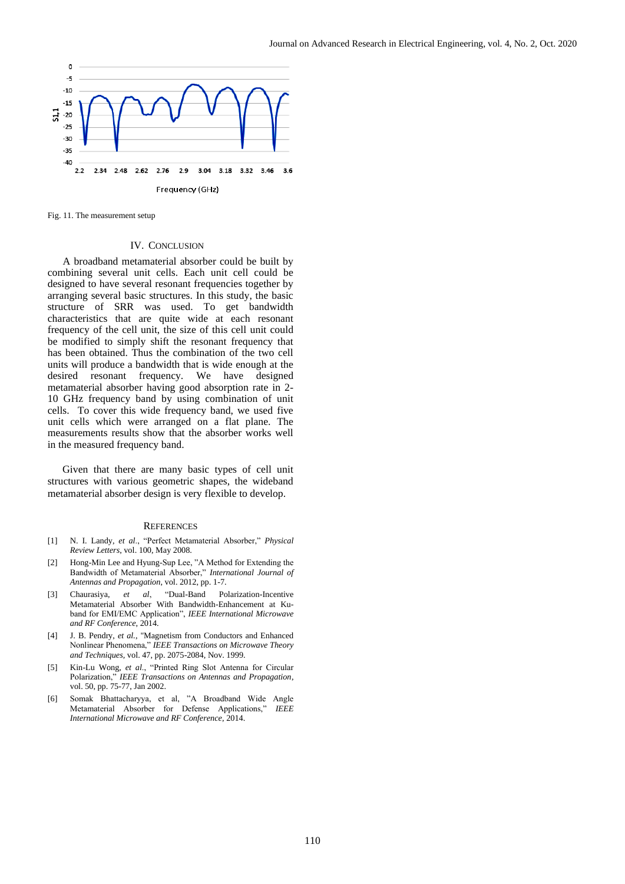0
-5
-10
-15
-20
-25
-30
-35
-40

S1,1

2.2 2.34 2.48 2.62 2.76 2.9 3.04 3.18 3.32 3.46 3.6

Frequency (GHz)

Fig. 11. The measurement setup

## IV. Conclusion

A broadband metamaterial absorber could be built by combining several unit cells. Each unit cell could be designed to have several resonant frequencies together by arranging several basic structures. In this study, the basic structure of SRR was used. To get bandwidth characteristics that are quite wide at each resonant frequency of the cell unit, the size of this cell unit could be modified to simply shift the resonant frequency that has been obtained. Thus the combination of the two cell units will produce a bandwidth that is wide enough at the desired resonant frequency. We have designed metamaterial absorber having good absorption rate in 2-10 GHz frequency band by using combination of unit cells. To cover this wide frequency band, we used five unit cells which were arranged on a flat plane. The measurements results show that the absorber works well in the measured frequency band.

Given that there are many basic types of cell unit structures with various geometric shapes, the wideband metamaterial absorber design is very flexible to develop.

## References

[1] N. I. Landy, *et al.*, "Perfect Metamaterial Absorber," *Physical Review Letters*, vol. 100, May 2008.

[2] Hong-Min Lee and Hyung-Sup Lee, "A Method for Extending the Bandwidth of Metamaterial Absorber," *International Journal of Antennas and Propagation*, vol. 2012, pp. 1-7.

[3] Chaurasiya, *et al*, "Dual-Band Polarization-Incentive Metamaterial Absorber With Bandwidth-Enhancement at Ku-band for EMI/EMC Application", *IEEE International Microwave and RF Conference*, 2014.

[4] J. B. Pendry, *et al.*, "Magnetism from Conductors and Enhanced Nonlinear Phenomena," *IEEE Transactions on Microwave Theory and Techniques*, vol. 47, pp. 2075-2084, Nov. 1999.

[5] Kin-Lu Wong, *et al*., "Printed Ring Slot Antenna for Circular Polarization," *IEEE Transactions on Antennas and Propagation*, vol. 50, pp. 75-77, Jan 2002.

[6] Somak Bhattacharyya, et al, "A Broadband Wide Angle Metamaterial Absorber for Defense Applications," *IEEE International Microwave and RF Conference*, 2014.